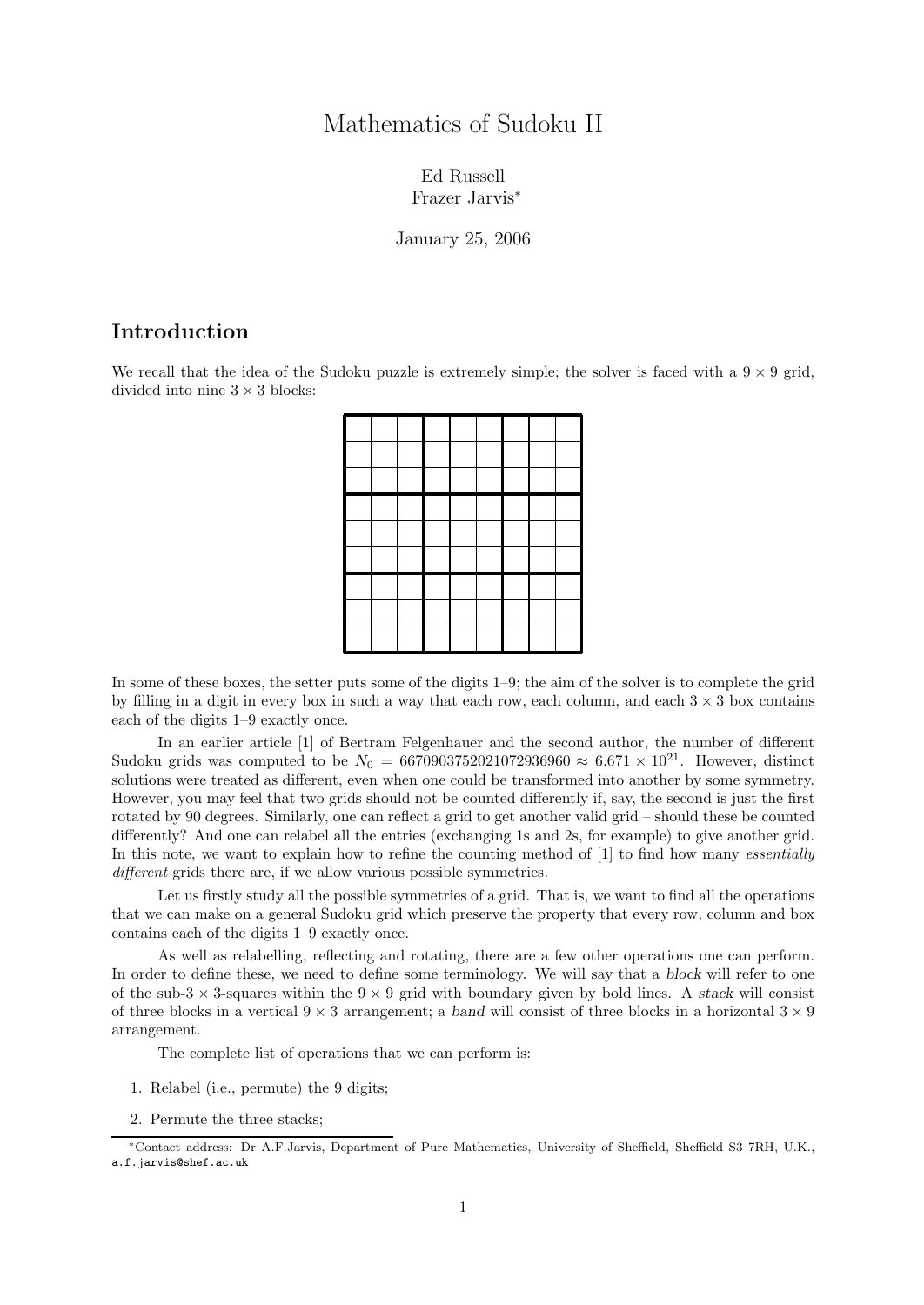# Mathematics of Sudoku II

Ed Russell
Frazer Jarvis*

January 25, 2006

## Introduction

We recall that the idea of the Sudoku puzzle is extremely simple; the solver is faced with a $9 \times 9$ grid, divided into nine $3 \times 3$ blocks:

| | | | | | | | | |
|---|---|---|---|---|---|---|---|---|
| | | | | | | | | |
| | | | | | | | | |
| | | | | | | | | |
| | | | | | | | | |
| | | | | | | | | |
| | | | | | | | | |
| | | | | | | | | |
| | | | | | | | | |

In some of these boxes, the setter puts some of the digits 1–9; the aim of the solver is to complete the grid by filling in a digit in every box in such a way that each row, each column, and each $3 \times 3$ box contains each of the digits 1–9 exactly once.

In an earlier article [1] of Bertram Felgenhauer and the second author, the number of different Sudoku grids was computed to be $N_0 = 6670903752021072936960 \approx 6.671 \times 10^{21}$. However, distinct solutions were treated as different, even when one could be transformed into another by some symmetry. However, you may feel that two grids should not be counted differently if, say, the second is just the first rotated by 90 degrees. Similarly, one can reflect a grid to get another valid grid – should these be counted differently? And one can relabel all the entries (exchanging 1s and 2s, for example) to give another grid. In this note, we want to explain how to refine the counting method of [1] to find how many *essentially different* grids there are, if we allow various possible symmetries.

Let us firstly study all the possible symmetries of a grid. That is, we want to find all the operations that we can make on a general Sudoku grid which preserve the property that every row, column and box contains each of the digits 1–9 exactly once.

As well as relabelling, reflecting and rotating, there are a few other operations one can perform. In order to define these, we need to define some terminology. We will say that a *block* will refer to one of the sub-$3 \times 3$-squares within the $9 \times 9$ grid with boundary given by bold lines. A *stack* will consist of three blocks in a vertical $9 \times 3$ arrangement; a *band* will consist of three blocks in a horizontal $3 \times 9$ arrangement.

The complete list of operations that we can perform is:

1. Relabel (i.e., permute) the 9 digits;
2. Permute the three stacks;

*Contact address: Dr A.F.Jarvis, Department of Pure Mathematics, University of Sheffield, Sheffield S3 7RH, U.K., a.f.jarvis@shef.ac.uk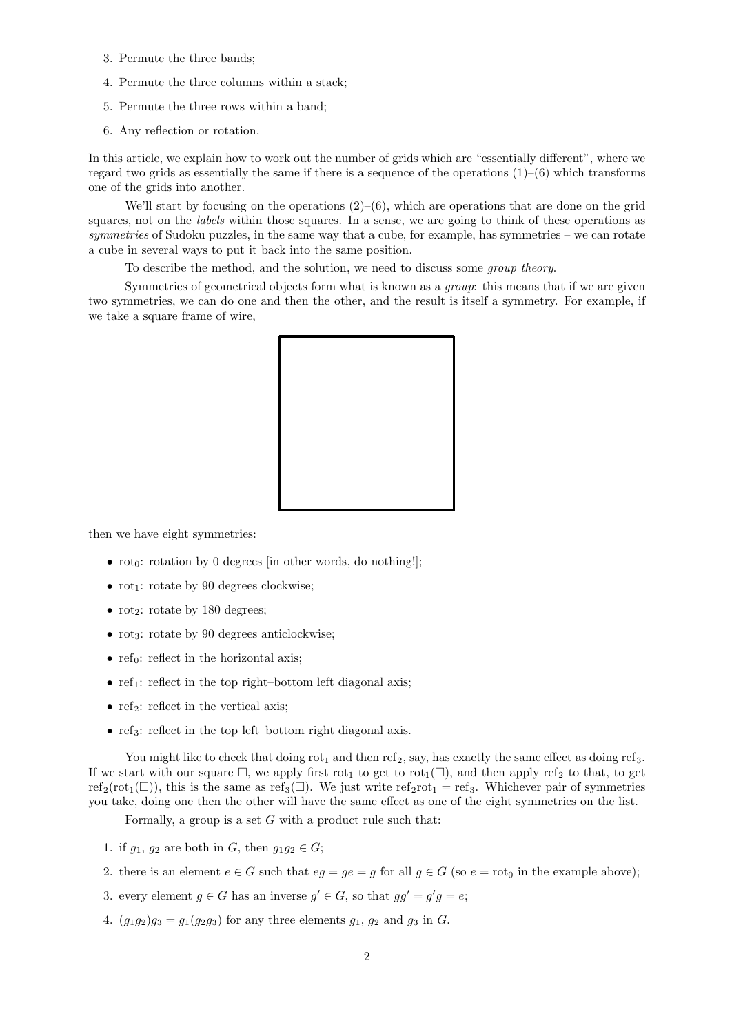3. Permute the three bands;
4. Permute the three columns within a stack;
5. Permute the three rows within a band;
6. Any reflection or rotation.

In this article, we explain how to work out the number of grids which are "essentially different", where we regard two grids as essentially the same if there is a sequence of the operations (1)–(6) which transforms one of the grids into another.

We'll start by focusing on the operations (2)–(6), which are operations that are done on the grid squares, not on the *labels* within those squares. In a sense, we are going to think of these operations as *symmetries* of Sudoku puzzles, in the same way that a cube, for example, has symmetries – we can rotate a cube in several ways to put it back into the same position.

To describe the method, and the solution, we need to discuss some *group theory*.

Symmetries of geometrical objects form what is known as a *group*: this means that if we are given two symmetries, we can do one and then the other, and the result is itself a symmetry. For example, if we take a square frame of wire,

then we have eight symmetries:

- $\mathrm{rot}_0$: rotation by 0 degrees [in other words, do nothing!];
- $\mathrm{rot}_1$: rotate by 90 degrees clockwise;
- $\mathrm{rot}_2$: rotate by 180 degrees;
- $\mathrm{rot}_3$: rotate by 90 degrees anticlockwise;
- $\mathrm{ref}_0$: reflect in the horizontal axis;
- $\mathrm{ref}_1$: reflect in the top right–bottom left diagonal axis;
- $\mathrm{ref}_2$: reflect in the vertical axis;
- $\mathrm{ref}_3$: reflect in the top left–bottom right diagonal axis.

You might like to check that doing $\mathrm{rot}_1$ and then $\mathrm{ref}_2$, say, has exactly the same effect as doing $\mathrm{ref}_3$. If we start with our square $\square$, we apply first $\mathrm{rot}_1$ to get to $\mathrm{rot}_1(\square)$, and then apply $\mathrm{ref}_2$ to that, to get $\mathrm{ref}_2(\mathrm{rot}_1(\square))$, this is the same as $\mathrm{ref}_3(\square)$. We just write $\mathrm{ref}_2\mathrm{rot}_1 = \mathrm{ref}_3$. Whichever pair of symmetries you take, doing one then the other will have the same effect as one of the eight symmetries on the list.

Formally, a group is a set $G$ with a product rule such that:

1. if $g_1$, $g_2$ are both in $G$, then $g_1g_2 \in G$;
2. there is an element $e \in G$ such that $eg = ge = g$ for all $g \in G$ (so $e = \mathrm{rot}_0$ in the example above);
3. every element $g \in G$ has an inverse $g' \in G$, so that $gg' = g'g = e$;
4. $(g_1g_2)g_3 = g_1(g_2g_3)$ for any three elements $g_1$, $g_2$ and $g_3$ in $G$.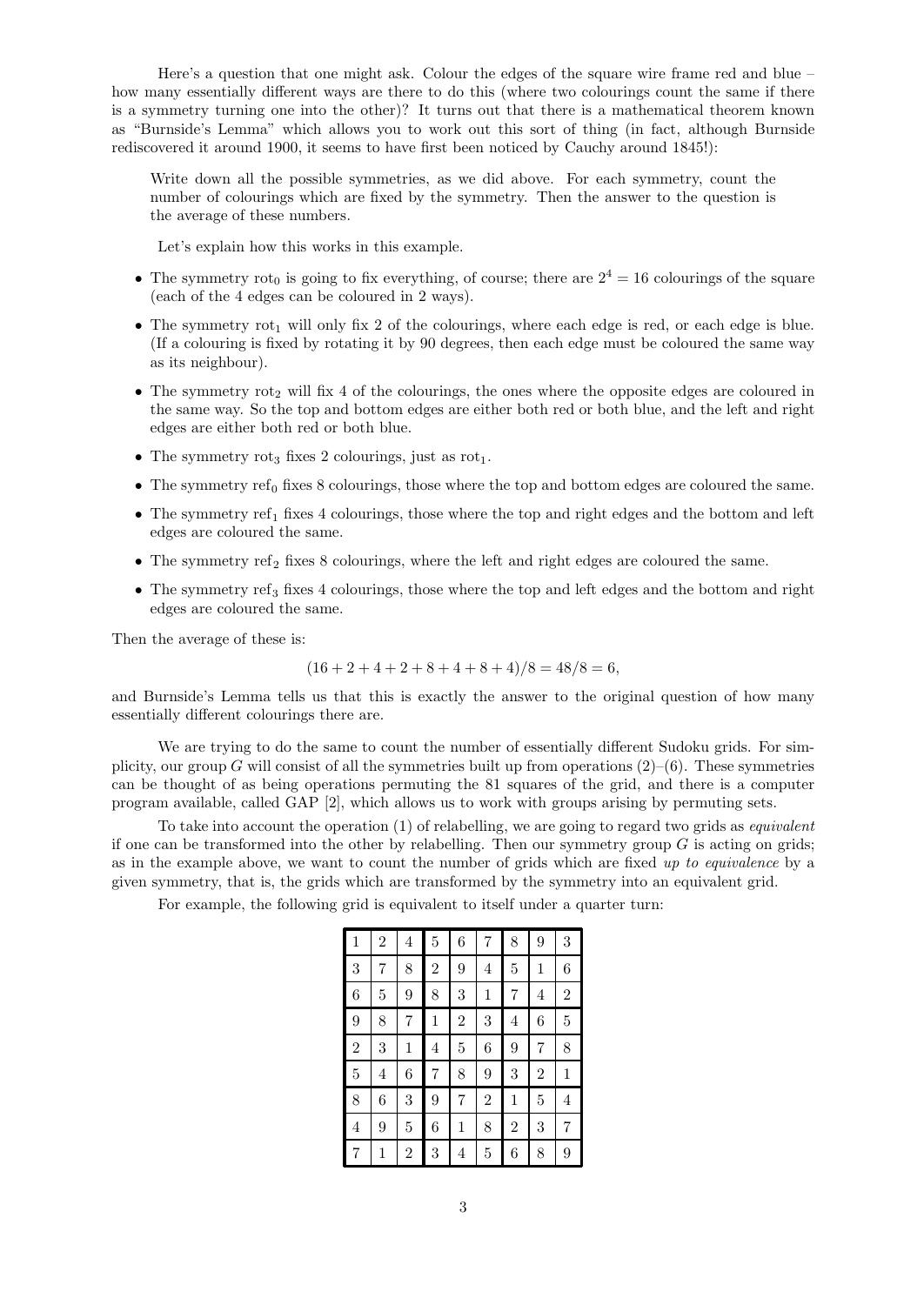Here's a question that one might ask. Colour the edges of the square wire frame red and blue – how many essentially different ways are there to do this (where two colourings count the same if there is a symmetry turning one into the other)? It turns out that there is a mathematical theorem known as "Burnside's Lemma" which allows you to work out this sort of thing (in fact, although Burnside rediscovered it around 1900, it seems to have first been noticed by Cauchy around 1845!):

> Write down all the possible symmetries, as we did above. For each symmetry, count the number of colourings which are fixed by the symmetry. Then the answer to the question is the average of these numbers.

Let's explain how this works in this example.

- The symmetry $\text{rot}_0$ is going to fix everything, of course; there are $2^4 = 16$ colourings of the square (each of the 4 edges can be coloured in 2 ways).
- The symmetry $\text{rot}_1$ will only fix 2 of the colourings, where each edge is red, or each edge is blue. (If a colouring is fixed by rotating it by 90 degrees, then each edge must be coloured the same way as its neighbour).
- The symmetry $\text{rot}_2$ will fix 4 of the colourings, the ones where the opposite edges are coloured in the same way. So the top and bottom edges are either both red or both blue, and the left and right edges are either both red or both blue.
- The symmetry $\text{rot}_3$ fixes 2 colourings, just as $\text{rot}_1$.
- The symmetry $\text{ref}_0$ fixes 8 colourings, those where the top and bottom edges are coloured the same.
- The symmetry $\text{ref}_1$ fixes 4 colourings, those where the top and right edges and the bottom and left edges are coloured the same.
- The symmetry $\text{ref}_2$ fixes 8 colourings, where the left and right edges are coloured the same.
- The symmetry $\text{ref}_3$ fixes 4 colourings, those where the top and left edges and the bottom and right edges are coloured the same.

Then the average of these is:

$$(16 + 2 + 4 + 2 + 8 + 4 + 8 + 4)/8 = 48/8 = 6,$$

and Burnside's Lemma tells us that this is exactly the answer to the original question of how many essentially different colourings there are.

We are trying to do the same to count the number of essentially different Sudoku grids. For simplicity, our group $G$ will consist of all the symmetries built up from operations (2)–(6). These symmetries can be thought of as being operations permuting the 81 squares of the grid, and there is a computer program available, called GAP [2], which allows us to work with groups arising by permuting sets.

To take into account the operation (1) of relabelling, we are going to regard two grids as *equivalent* if one can be transformed into the other by relabelling. Then our symmetry group $G$ is acting on grids; as in the example above, we want to count the number of grids which are fixed *up to equivalence* by a given symmetry, that is, the grids which are transformed by the symmetry into an equivalent grid.

For example, the following grid is equivalent to itself under a quarter turn:

| | | | | | | | | |
|---|---|---|---|---|---|---|---|---|
| 1 | 2 | 4 | 5 | 6 | 7 | 8 | 9 | 3 |
| 3 | 7 | 8 | 2 | 9 | 4 | 5 | 1 | 6 |
| 6 | 5 | 9 | 8 | 3 | 1 | 7 | 4 | 2 |
| 9 | 8 | 7 | 1 | 2 | 3 | 4 | 6 | 5 |
| 2 | 3 | 1 | 4 | 5 | 6 | 9 | 7 | 8 |
| 5 | 4 | 6 | 7 | 8 | 9 | 3 | 2 | 1 |
| 8 | 6 | 3 | 9 | 7 | 2 | 1 | 5 | 4 |
| 4 | 9 | 5 | 6 | 1 | 8 | 2 | 3 | 7 |
| 7 | 1 | 2 | 3 | 4 | 5 | 6 | 8 | 9 |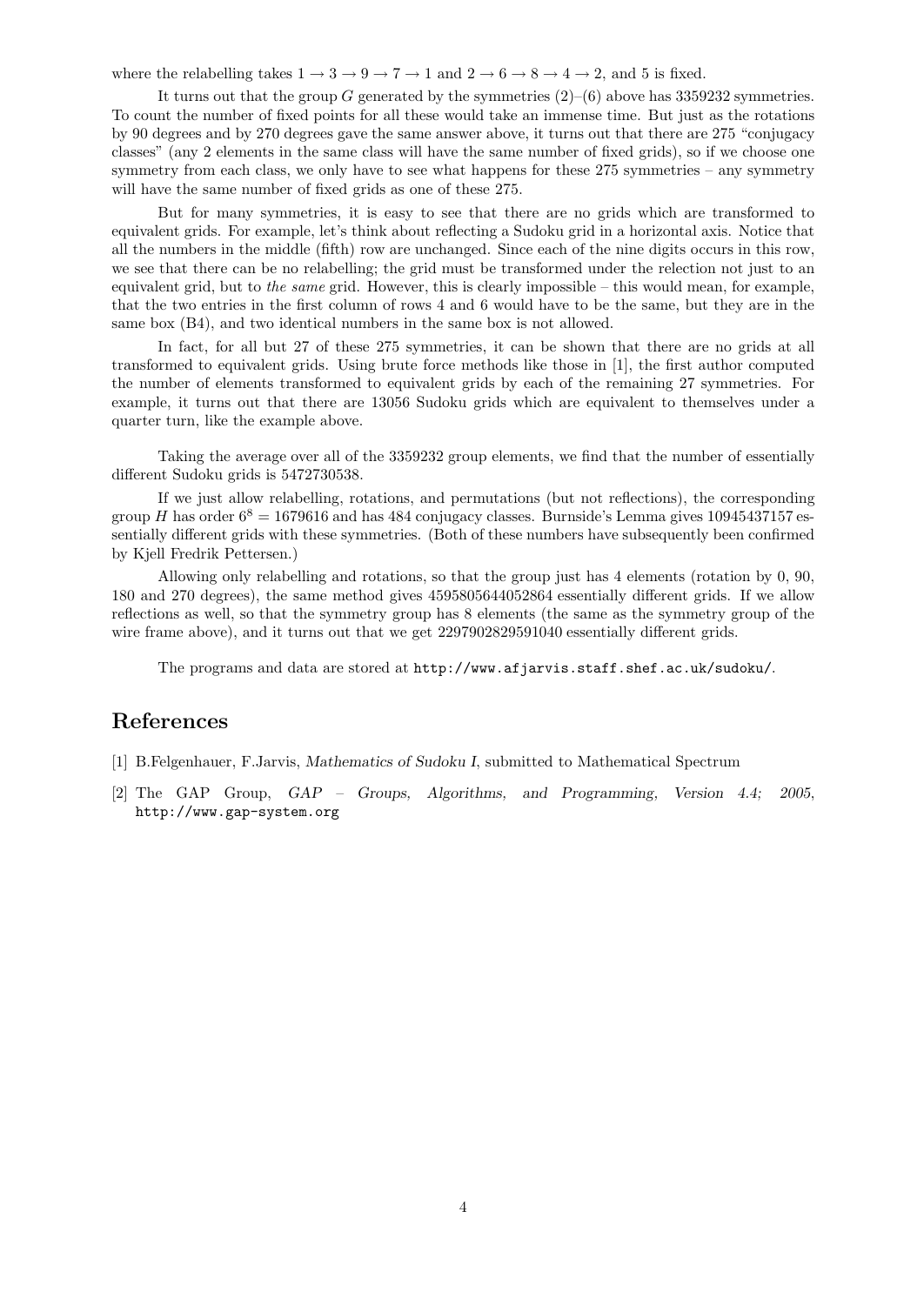where the relabelling takes $1 \to 3 \to 9 \to 7 \to 1$ and $2 \to 6 \to 8 \to 4 \to 2$, and 5 is fixed.

It turns out that the group $G$ generated by the symmetries (2)–(6) above has 3359232 symmetries. To count the number of fixed points for all these would take an immense time. But just as the rotations by 90 degrees and by 270 degrees gave the same answer above, it turns out that there are 275 "conjugacy classes" (any 2 elements in the same class will have the same number of fixed grids), so if we choose one symmetry from each class, we only have to see what happens for these 275 symmetries – any symmetry will have the same number of fixed grids as one of these 275.

But for many symmetries, it is easy to see that there are no grids which are transformed to equivalent grids. For example, let's think about reflecting a Sudoku grid in a horizontal axis. Notice that all the numbers in the middle (fifth) row are unchanged. Since each of the nine digits occurs in this row, we see that there can be no relabelling; the grid must be transformed under the relection not just to an equivalent grid, but to *the same* grid. However, this is clearly impossible – this would mean, for example, that the two entries in the first column of rows 4 and 6 would have to be the same, but they are in the same box (B4), and two identical numbers in the same box is not allowed.

In fact, for all but 27 of these 275 symmetries, it can be shown that there are no grids at all transformed to equivalent grids. Using brute force methods like those in [1], the first author computed the number of elements transformed to equivalent grids by each of the remaining 27 symmetries. For example, it turns out that there are 13056 Sudoku grids which are equivalent to themselves under a quarter turn, like the example above.

Taking the average over all of the 3359232 group elements, we find that the number of essentially different Sudoku grids is 5472730538.

If we just allow relabelling, rotations, and permutations (but not reflections), the corresponding group $H$ has order $6^8 = 1679616$ and has 484 conjugacy classes. Burnside's Lemma gives 10945437157 essentially different grids with these symmetries. (Both of these numbers have subsequently been confirmed by Kjell Fredrik Pettersen.)

Allowing only relabelling and rotations, so that the group just has 4 elements (rotation by 0, 90, 180 and 270 degrees), the same method gives 4595805644052864 essentially different grids. If we allow reflections as well, so that the symmetry group has 8 elements (the same as the symmetry group of the wire frame above), and it turns out that we get 2297902829591040 essentially different grids.

The programs and data are stored at `http://www.afjarvis.staff.shef.ac.uk/sudoku/`.

## References

[1] B.Felgenhauer, F.Jarvis, *Mathematics of Sudoku I*, submitted to Mathematical Spectrum

[2] The GAP Group, *GAP – Groups, Algorithms, and Programming, Version 4.4; 2005*, `http://www.gap-system.org`